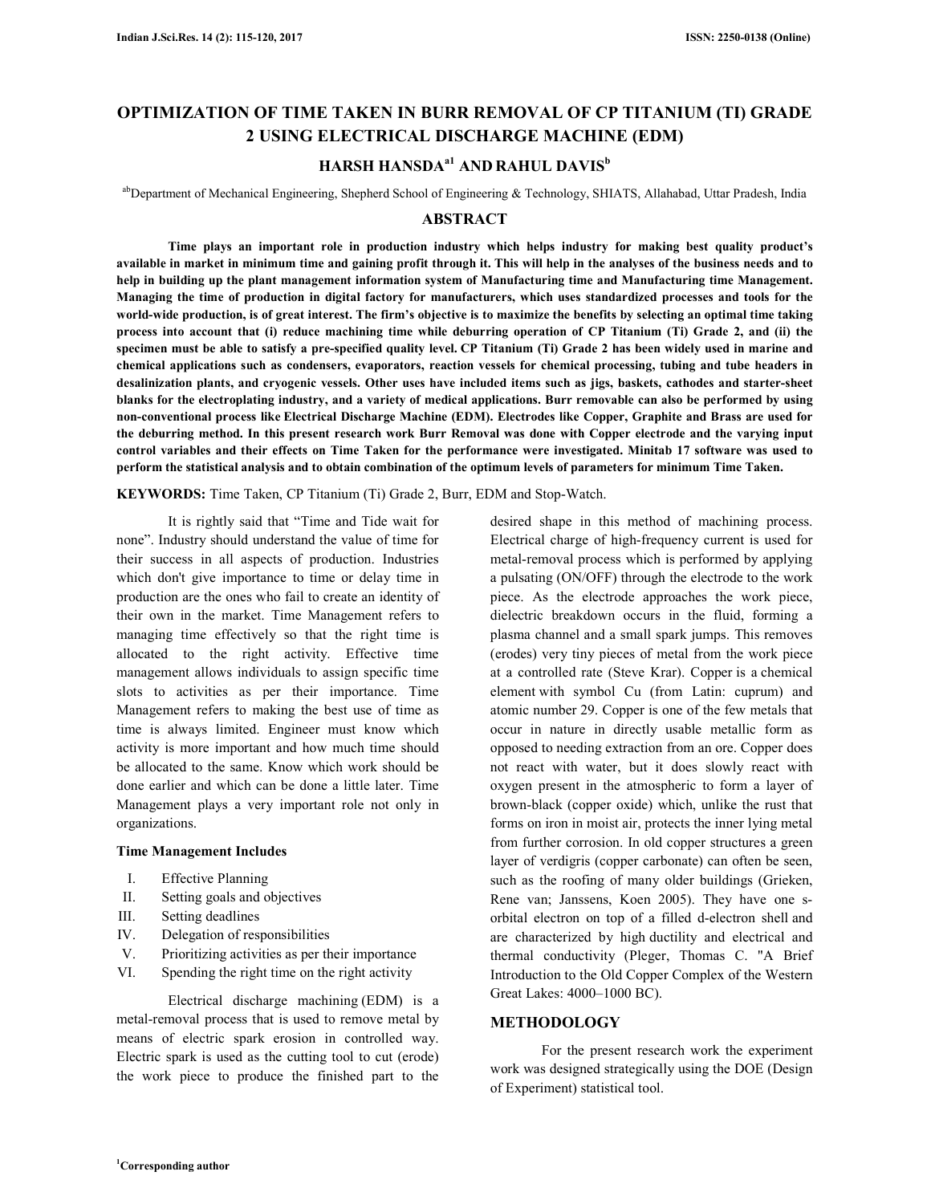# OPTIMIZATION OF TIME TAKEN IN BURR REMOVAL OF CP TITANIUM (TI) GRADE 2 USING ELECTRICAL DISCHARGE MACHINE (EDM)

## HARSH HANSDA[a1] AND RAHUL DAVIS[b]

[ab]Department of Mechanical Engineering, Shepherd School of Engineering & Technology, SHIATS, Allahabad, Uttar Pradesh, India

## ABSTRACT

**Time plays an important role in production industry which helps industry for making best quality product's available in market in minimum time and gaining profit through it. This will help in the analyses of the business needs and to help in building up the plant management information system of Manufacturing time and Manufacturing time Management. Managing the time of production in digital factory for manufacturers, which uses standardized processes and tools for the world-wide production, is of great interest. The firm's objective is to maximize the benefits by selecting an optimal time taking process into account that (i) reduce machining time while deburring operation of CP Titanium (Ti) Grade 2, and (ii) the specimen must be able to satisfy a pre-specified quality level. CP Titanium (Ti) Grade 2 has been widely used in marine and chemical applications such as condensers, evaporators, reaction vessels for chemical processing, tubing and tube headers in desalinization plants, and cryogenic vessels. Other uses have included items such as jigs, baskets, cathodes and starter-sheet blanks for the electroplating industry, and a variety of medical applications. Burr removable can also be performed by using non-conventional process like Electrical Discharge Machine (EDM). Electrodes like Copper, Graphite and Brass are used for the deburring method. In this present research work Burr Removal was done with Copper electrode and the varying input control variables and their effects on Time Taken for the performance were investigated. Minitab 17 software was used to perform the statistical analysis and to obtain combination of the optimum levels of parameters for minimum Time Taken.**

**KEYWORDS:** Time Taken, CP Titanium (Ti) Grade 2, Burr, EDM and Stop-Watch.

It is rightly said that "Time and Tide wait for none". Industry should understand the value of time for their success in all aspects of production. Industries which don't give importance to time or delay time in production are the ones who fail to create an identity of their own in the market. Time Management refers to managing time effectively so that the right time is allocated to the right activity. Effective time management allows individuals to assign specific time slots to activities as per their importance. Time Management refers to making the best use of time as time is always limited. Engineer must know which activity is more important and how much time should be allocated to the same. Know which work should be done earlier and which can be done a little later. Time Management plays a very important role not only in organizations.

### Time Management Includes

I. Effective Planning
II. Setting goals and objectives
III. Setting deadlines
IV. Delegation of responsibilities
V. Prioritizing activities as per their importance
VI. Spending the right time on the right activity

Electrical discharge machining (EDM) is a metal-removal process that is used to remove metal by means of electric spark erosion in controlled way. Electric spark is used as the cutting tool to cut (erode) the work piece to produce the finished part to the desired shape in this method of machining process. Electrical charge of high-frequency current is used for metal-removal process which is performed by applying a pulsating (ON/OFF) through the electrode to the work piece. As the electrode approaches the work piece, dielectric breakdown occurs in the fluid, forming a plasma channel and a small spark jumps. This removes (erodes) very tiny pieces of metal from the work piece at a controlled rate (Steve Krar). Copper is a chemical element with symbol Cu (from Latin: cuprum) and atomic number 29. Copper is one of the few metals that occur in nature in directly usable metallic form as opposed to needing extraction from an ore. Copper does not react with water, but it does slowly react with oxygen present in the atmospheric to form a layer of brown-black (copper oxide) which, unlike the rust that forms on iron in moist air, protects the inner lying metal from further corrosion. In old copper structures a green layer of verdigris (copper carbonate) can often be seen, such as the roofing of many older buildings (Grieken, Rene van; Janssens, Koen 2005). They have one s-orbital electron on top of a filled d-electron shell and are characterized by high ductility and electrical and thermal conductivity (Pleger, Thomas C. "A Brief Introduction to the Old Copper Complex of the Western Great Lakes: 4000–1000 BC).

## METHODOLOGY

For the present research work the experiment work was designed strategically using the DOE (Design of Experiment) statistical tool.

[1]Corresponding author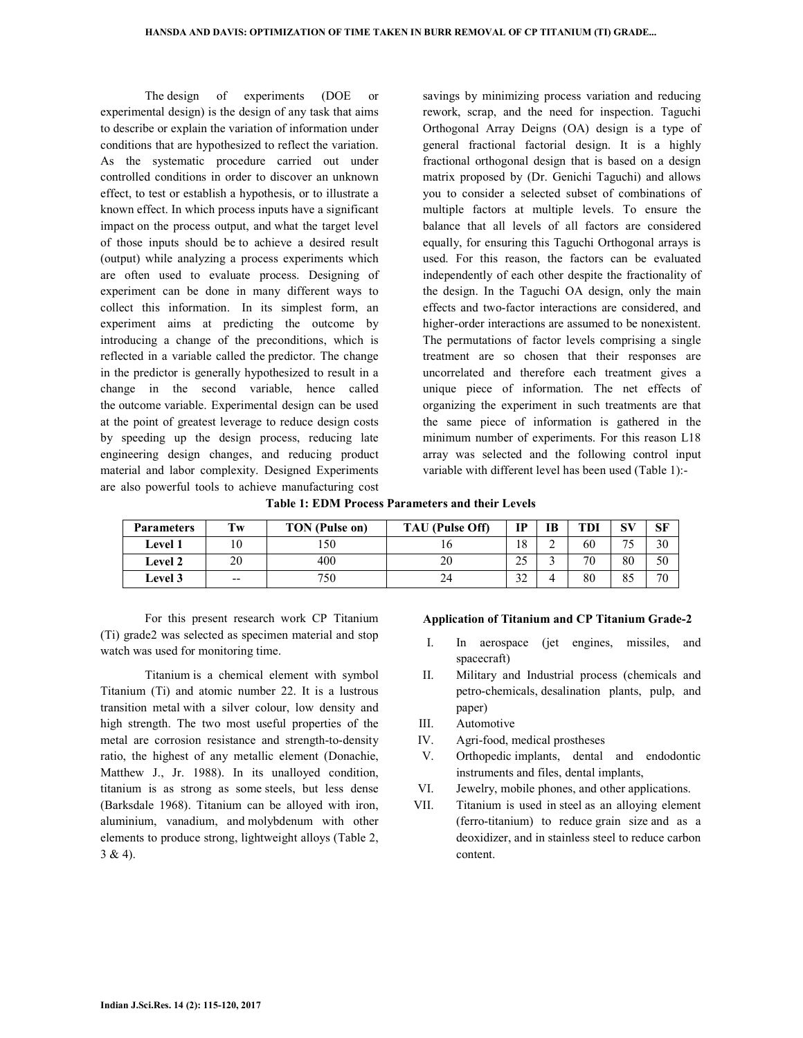The design of experiments (DOE or experimental design) is the design of any task that aims to describe or explain the variation of information under conditions that are hypothesized to reflect the variation. As the systematic procedure carried out under controlled conditions in order to discover an unknown effect, to test or establish a hypothesis, or to illustrate a known effect. In which process inputs have a significant impact on the process output, and what the target level of those inputs should be to achieve a desired result (output) while analyzing a process experiments which are often used to evaluate process. Designing of experiment can be done in many different ways to collect this information. In its simplest form, an experiment aims at predicting the outcome by introducing a change of the preconditions, which is reflected in a variable called the predictor. The change in the predictor is generally hypothesized to result in a change in the second variable, hence called the outcome variable. Experimental design can be used at the point of greatest leverage to reduce design costs by speeding up the design process, reducing late engineering design changes, and reducing product material and labor complexity. Designed Experiments are also powerful tools to achieve manufacturing cost savings by minimizing process variation and reducing rework, scrap, and the need for inspection. Taguchi Orthogonal Array Deigns (OA) design is a type of general fractional factorial design. It is a highly fractional orthogonal design that is based on a design matrix proposed by (Dr. Genichi Taguchi) and allows you to consider a selected subset of combinations of multiple factors at multiple levels. To ensure the balance that all levels of all factors are considered equally, for ensuring this Taguchi Orthogonal arrays is used. For this reason, the factors can be evaluated independently of each other despite the fractionality of the design. In the Taguchi OA design, only the main effects and two-factor interactions are considered, and higher-order interactions are assumed to be nonexistent. The permutations of factor levels comprising a single treatment are so chosen that their responses are uncorrelated and therefore each treatment gives a unique piece of information. The net effects of organizing the experiment in such treatments are that the same piece of information is gathered in the minimum number of experiments. For this reason L18 array was selected and the following control input variable with different level has been used (Table 1):-

**Table 1: EDM Process Parameters and their Levels**

| Parameters | Tw | TON (Pulse on) | TAU (Pulse Off) | IP | IB | TDI | SV | SF |
|---|---|---|---|---|---|---|---|---|
| Level 1 | 10 | 150 | 16 | 18 | 2 | 60 | 75 | 30 |
| Level 2 | 20 | 400 | 20 | 25 | 3 | 70 | 80 | 50 |
| Level 3 | -- | 750 | 24 | 32 | 4 | 80 | 85 | 70 |

For this present research work CP Titanium (Ti) grade2 was selected as specimen material and stop watch was used for monitoring time.

Titanium is a chemical element with symbol Titanium (Ti) and atomic number 22. It is a lustrous transition metal with a silver colour, low density and high strength. The two most useful properties of the metal are corrosion resistance and strength-to-density ratio, the highest of any metallic element (Donachie, Matthew J., Jr. 1988). In its unalloyed condition, titanium is as strong as some steels, but less dense (Barksdale 1968). Titanium can be alloyed with iron, aluminium, vanadium, and molybdenum with other elements to produce strong, lightweight alloys (Table 2, 3 & 4).

**Application of Titanium and CP Titanium Grade-2**

I. In aerospace (jet engines, missiles, and spacecraft)
II. Military and Industrial process (chemicals and petro-chemicals, desalination plants, pulp, and paper)
III. Automotive
IV. Agri-food, medical prostheses
V. Orthopedic implants, dental and endodontic instruments and files, dental implants,
VI. Jewelry, mobile phones, and other applications.
VII. Titanium is used in steel as an alloying element (ferro-titanium) to reduce grain size and as a deoxidizer, and in stainless steel to reduce carbon content.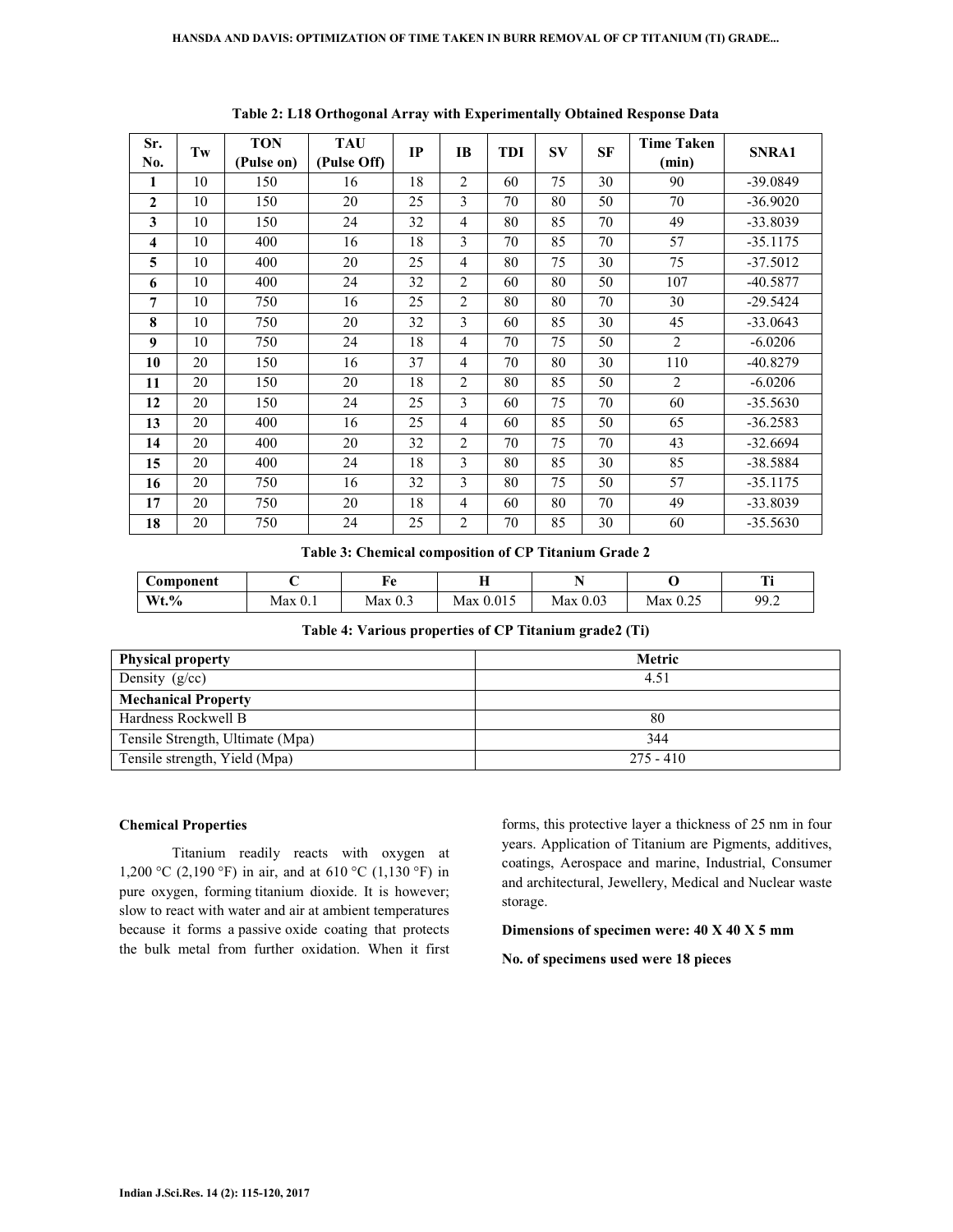**Table 2: L18 Orthogonal Array with Experimentally Obtained Response Data**

| Sr. No. | Tw | TON (Pulse on) | TAU (Pulse Off) | IP | IB | TDI | SV | SF | Time Taken (min) | SNRA1 |
|---|---|---|---|---|---|---|---|---|---|---|
| 1 | 10 | 150 | 16 | 18 | 2 | 60 | 75 | 30 | 90 | -39.0849 |
| 2 | 10 | 150 | 20 | 25 | 3 | 70 | 80 | 50 | 70 | -36.9020 |
| 3 | 10 | 150 | 24 | 32 | 4 | 80 | 85 | 70 | 49 | -33.8039 |
| 4 | 10 | 400 | 16 | 18 | 3 | 70 | 85 | 70 | 57 | -35.1175 |
| 5 | 10 | 400 | 20 | 25 | 4 | 80 | 75 | 30 | 75 | -37.5012 |
| 6 | 10 | 400 | 24 | 32 | 2 | 60 | 80 | 50 | 107 | -40.5877 |
| 7 | 10 | 750 | 16 | 25 | 2 | 80 | 80 | 70 | 30 | -29.5424 |
| 8 | 10 | 750 | 20 | 32 | 3 | 60 | 85 | 30 | 45 | -33.0643 |
| 9 | 10 | 750 | 24 | 18 | 4 | 70 | 75 | 50 | 2 | -6.0206 |
| 10 | 20 | 150 | 16 | 37 | 4 | 70 | 80 | 30 | 110 | -40.8279 |
| 11 | 20 | 150 | 20 | 18 | 2 | 80 | 85 | 50 | 2 | -6.0206 |
| 12 | 20 | 150 | 24 | 25 | 3 | 60 | 75 | 70 | 60 | -35.5630 |
| 13 | 20 | 400 | 16 | 25 | 4 | 60 | 85 | 50 | 65 | -36.2583 |
| 14 | 20 | 400 | 20 | 32 | 2 | 70 | 75 | 70 | 43 | -32.6694 |
| 15 | 20 | 400 | 24 | 18 | 3 | 80 | 85 | 30 | 85 | -38.5884 |
| 16 | 20 | 750 | 16 | 32 | 3 | 80 | 75 | 50 | 57 | -35.1175 |
| 17 | 20 | 750 | 20 | 18 | 4 | 60 | 80 | 70 | 49 | -33.8039 |
| 18 | 20 | 750 | 24 | 25 | 2 | 70 | 85 | 30 | 60 | -35.5630 |

**Table 3: Chemical composition of CP Titanium Grade 2**

| Component | C | Fe | H | N | O | Ti |
|---|---|---|---|---|---|---|
| Wt.% | Max 0.1 | Max 0.3 | Max 0.015 | Max 0.03 | Max 0.25 | 99.2 |

**Table 4: Various properties of CP Titanium grade2 (Ti)**

| Physical property | Metric |
|---|---|
| Density (g/cc) | 4.51 |
| **Mechanical Property** | |
| Hardness Rockwell B | 80 |
| Tensile Strength, Ultimate (Mpa) | 344 |
| Tensile strength, Yield (Mpa) | 275 - 410 |

**Chemical Properties**

Titanium readily reacts with oxygen at 1,200 °C (2,190 °F) in air, and at 610 °C (1,130 °F) in pure oxygen, forming titanium dioxide. It is however; slow to react with water and air at ambient temperatures because it forms a passive oxide coating that protects the bulk metal from further oxidation. When it first forms, this protective layer a thickness of 25 nm in four years. Application of Titanium are Pigments, additives, coatings, Aerospace and marine, Industrial, Consumer and architectural, Jewellery, Medical and Nuclear waste storage.

**Dimensions of specimen were: 40 X 40 X 5 mm**

**No. of specimens used were 18 pieces**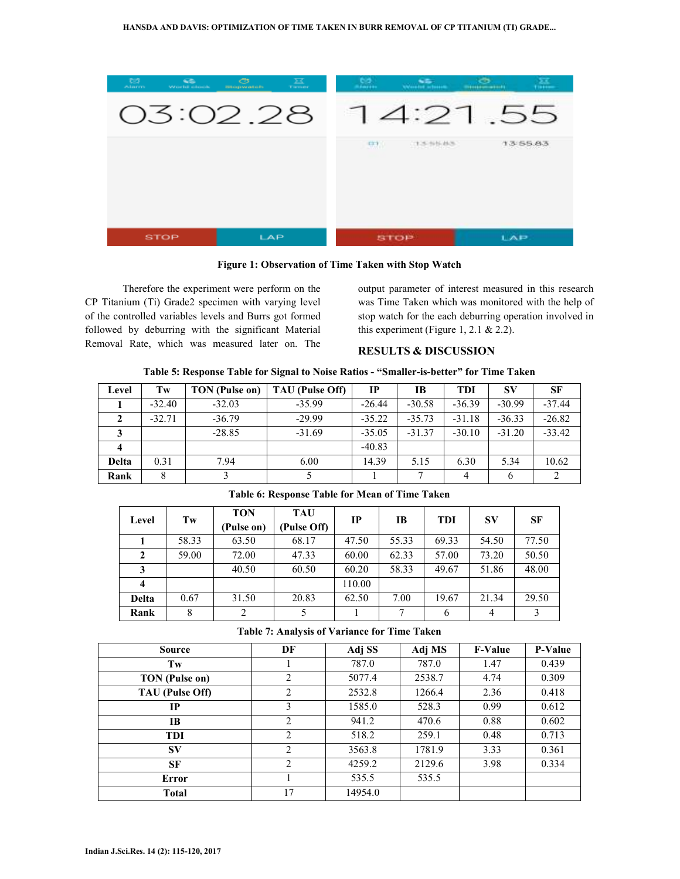Figure 1: Observation of Time Taken with Stop Watch

Therefore the experiment were perform on the CP Titanium (Ti) Grade2 specimen with varying level of the controlled variables levels and Burrs got formed followed by deburring with the significant Material Removal Rate, which was measured later on. The output parameter of interest measured in this research was Time Taken which was monitored with the help of stop watch for the each deburring operation involved in this experiment (Figure 1, 2.1 & 2.2).

## RESULTS & DISCUSSION

**Table 5: Response Table for Signal to Noise Ratios - "Smaller-is-better" for Time Taken**

| Level | Tw | TON (Pulse on) | TAU (Pulse Off) | IP | IB | TDI | SV | SF |
|---|---|---|---|---|---|---|---|---|
| 1 | -32.40 | -32.03 | -35.99 | -26.44 | -30.58 | -36.39 | -30.99 | -37.44 |
| 2 | -32.71 | -36.79 | -29.99 | -35.22 | -35.73 | -31.18 | -36.33 | -26.82 |
| 3 | | -28.85 | -31.69 | -35.05 | -31.37 | -30.10 | -31.20 | -33.42 |
| 4 | | | | -40.83 | | | | |
| Delta | 0.31 | 7.94 | 6.00 | 14.39 | 5.15 | 6.30 | 5.34 | 10.62 |
| Rank | 8 | 3 | 5 | 1 | 7 | 4 | 6 | 2 |

**Table 6: Response Table for Mean of Time Taken**

| Level | Tw | TON (Pulse on) | TAU (Pulse Off) | IP | IB | TDI | SV | SF |
|---|---|---|---|---|---|---|---|---|
| 1 | 58.33 | 63.50 | 68.17 | 47.50 | 55.33 | 69.33 | 54.50 | 77.50 |
| 2 | 59.00 | 72.00 | 47.33 | 60.00 | 62.33 | 57.00 | 73.20 | 50.50 |
| 3 | | 40.50 | 60.50 | 60.20 | 58.33 | 49.67 | 51.86 | 48.00 |
| 4 | | | | 110.00 | | | | |
| Delta | 0.67 | 31.50 | 20.83 | 62.50 | 7.00 | 19.67 | 21.34 | 29.50 |
| Rank | 8 | 2 | 5 | 1 | 7 | 6 | 4 | 3 |

**Table 7: Analysis of Variance for Time Taken**

| Source | DF | Adj SS | Adj MS | F-Value | P-Value |
|---|---|---|---|---|---|
| Tw | 1 | 787.0 | 787.0 | 1.47 | 0.439 |
| TON (Pulse on) | 2 | 5077.4 | 2538.7 | 4.74 | 0.309 |
| TAU (Pulse Off) | 2 | 2532.8 | 1266.4 | 2.36 | 0.418 |
| IP | 3 | 1585.0 | 528.3 | 0.99 | 0.612 |
| IB | 2 | 941.2 | 470.6 | 0.88 | 0.602 |
| TDI | 2 | 518.2 | 259.1 | 0.48 | 0.713 |
| SV | 2 | 3563.8 | 1781.9 | 3.33 | 0.361 |
| SF | 2 | 4259.2 | 2129.6 | 3.98 | 0.334 |
| Error | 1 | 535.5 | 535.5 | | |
| Total | 17 | 14954.0 | | | |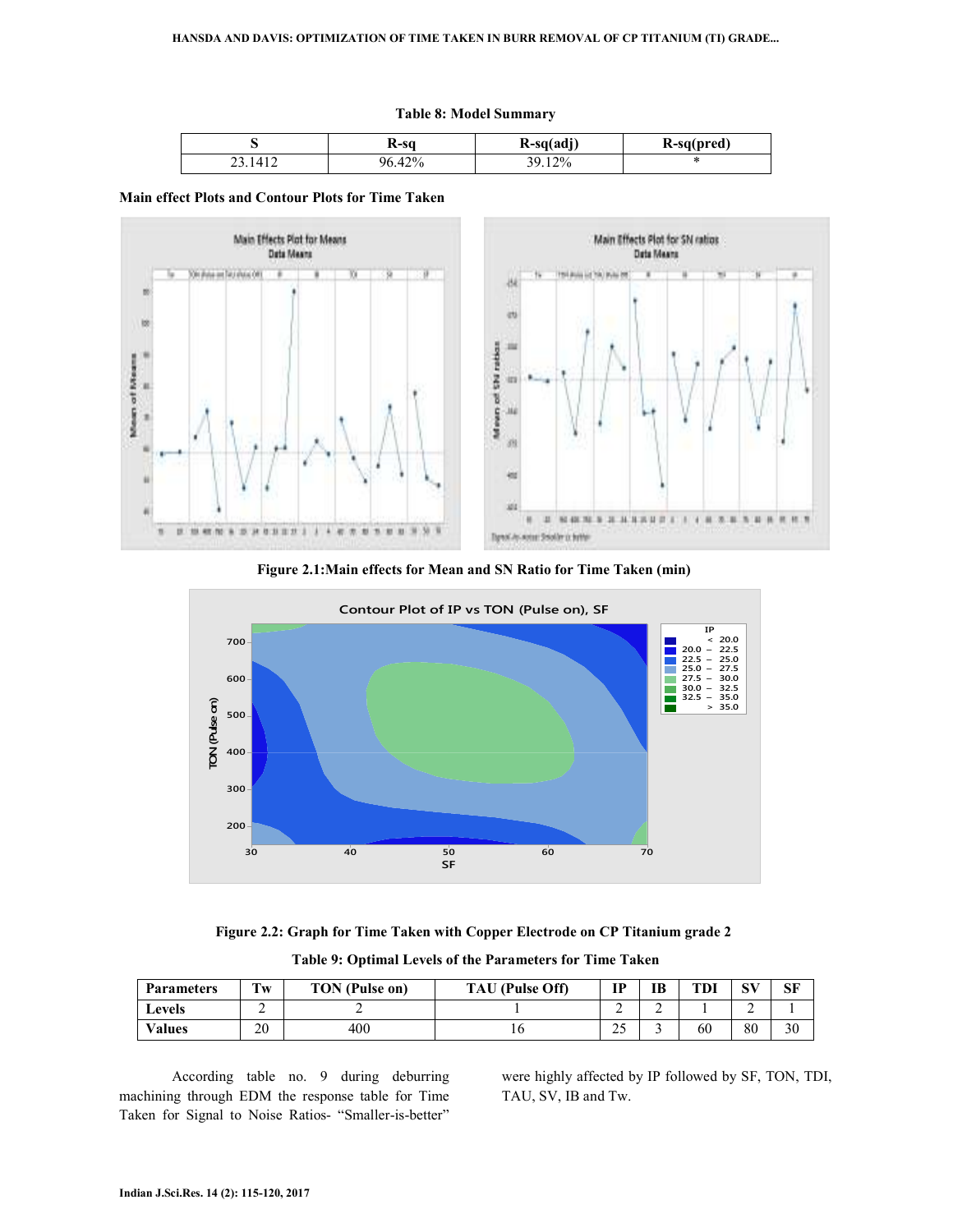**Table 8: Model Summary**

| S | R-sq | R-sq(adj) | R-sq(pred) |
|---|---|---|---|
| 23.1412 | 96.42% | 39.12% | * |

**Main effect Plots and Contour Plots for Time Taken**

Main Effects Plot for Means
Data Means

Main Effects Plot for SN ratios
Data Means

Signal-to-noise: Smaller is better

**Figure 2.1:Main effects for Mean and SN Ratio for Time Taken (min)**

Contour Plot of IP vs TON (Pulse on), SF

TON (Pulse on)

SF

IP
< 20.0
20.0 – 22.5
22.5 – 25.0
25.0 – 27.5
27.5 – 30.0
30.0 – 32.5
32.5 – 35.0
> 35.0

**Figure 2.2: Graph for Time Taken with Copper Electrode on CP Titanium grade 2**

**Table 9: Optimal Levels of the Parameters for Time Taken**

| Parameters | Tw | TON (Pulse on) | TAU (Pulse Off) | IP | IB | TDI | SV | SF |
|---|---|---|---|---|---|---|---|---|
| Levels | 2 | 2 | 1 | 2 | 2 | 1 | 2 | 1 |
| Values | 20 | 400 | 16 | 25 | 3 | 60 | 80 | 30 |

According table no. 9 during deburring machining through EDM the response table for Time Taken for Signal to Noise Ratios- "Smaller-is-better" were highly affected by IP followed by SF, TON, TDI, TAU, SV, IB and Tw.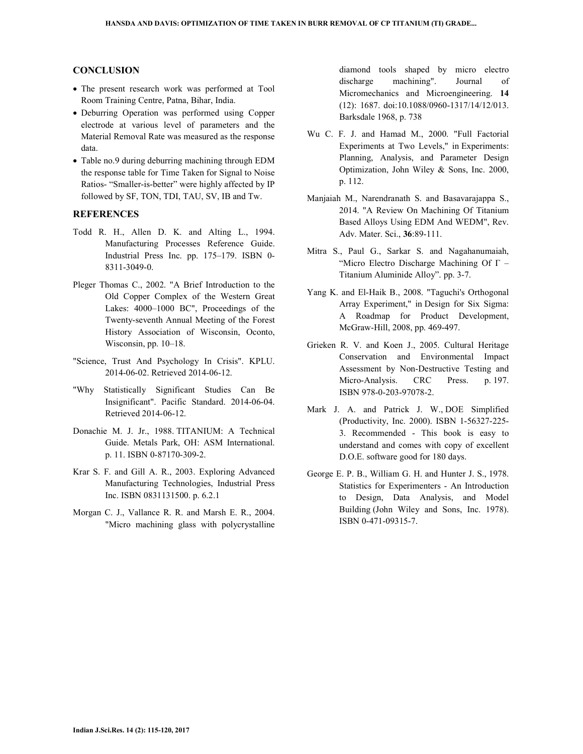## CONCLUSION

- The present research work was performed at Tool Room Training Centre, Patna, Bihar, India.
- Deburring Operation was performed using Copper electrode at various level of parameters and the Material Removal Rate was measured as the response data.
- Table no.9 during deburring machining through EDM the response table for Time Taken for Signal to Noise Ratios- "Smaller-is-better" were highly affected by IP followed by SF, TON, TDI, TAU, SV, IB and Tw.

## REFERENCES

Todd R. H., Allen D. K. and Alting L., 1994. Manufacturing Processes Reference Guide. Industrial Press Inc. pp. 175–179. ISBN 0-8311-3049-0.

Pleger Thomas C., 2002. "A Brief Introduction to the Old Copper Complex of the Western Great Lakes: 4000–1000 BC", Proceedings of the Twenty-seventh Annual Meeting of the Forest History Association of Wisconsin, Oconto, Wisconsin, pp. 10–18.

"Science, Trust And Psychology In Crisis". KPLU. 2014-06-02. Retrieved 2014-06-12.

"Why Statistically Significant Studies Can Be Insignificant". Pacific Standard. 2014-06-04. Retrieved 2014-06-12.

Donachie M. J. Jr., 1988. TITANIUM: A Technical Guide. Metals Park, OH: ASM International. p. 11. ISBN 0-87170-309-2.

Krar S. F. and Gill A. R., 2003. Exploring Advanced Manufacturing Technologies, Industrial Press Inc. ISBN 0831131500. p. 6.2.1

Morgan C. J., Vallance R. R. and Marsh E. R., 2004. "Micro machining glass with polycrystalline diamond tools shaped by micro electro discharge machining". Journal of Micromechanics and Microengineering. **14** (12): 1687. doi:10.1088/0960-1317/14/12/013. Barksdale 1968, p. 738

Wu C. F. J. and Hamad M., 2000. "Full Factorial Experiments at Two Levels," in Experiments: Planning, Analysis, and Parameter Design Optimization, John Wiley & Sons, Inc. 2000, p. 112.

Manjaiah M., Narendranath S. and Basavarajappa S., 2014. "A Review On Machining Of Titanium Based Alloys Using EDM And WEDM", Rev. Adv. Mater. Sci., **36**:89-111.

Mitra S., Paul G., Sarkar S. and Nagahanumaiah, "Micro Electro Discharge Machining Of Γ – Titanium Aluminide Alloy". pp. 3-7.

Yang K. and El-Haik B., 2008. "Taguchi's Orthogonal Array Experiment," in Design for Six Sigma: A Roadmap for Product Development, McGraw-Hill, 2008, pp. 469-497.

Grieken R. V. and Koen J., 2005. Cultural Heritage Conservation and Environmental Impact Assessment by Non-Destructive Testing and Micro-Analysis. CRC Press. p. 197. ISBN 978-0-203-97078-2.

Mark J. A. and Patrick J. W., DOE Simplified (Productivity, Inc. 2000). ISBN 1-56327-225-3. Recommended - This book is easy to understand and comes with copy of excellent D.O.E. software good for 180 days.

George E. P. B., William G. H. and Hunter J. S., 1978. Statistics for Experimenters - An Introduction to Design, Data Analysis, and Model Building (John Wiley and Sons, Inc. 1978). ISBN 0-471-09315-7.